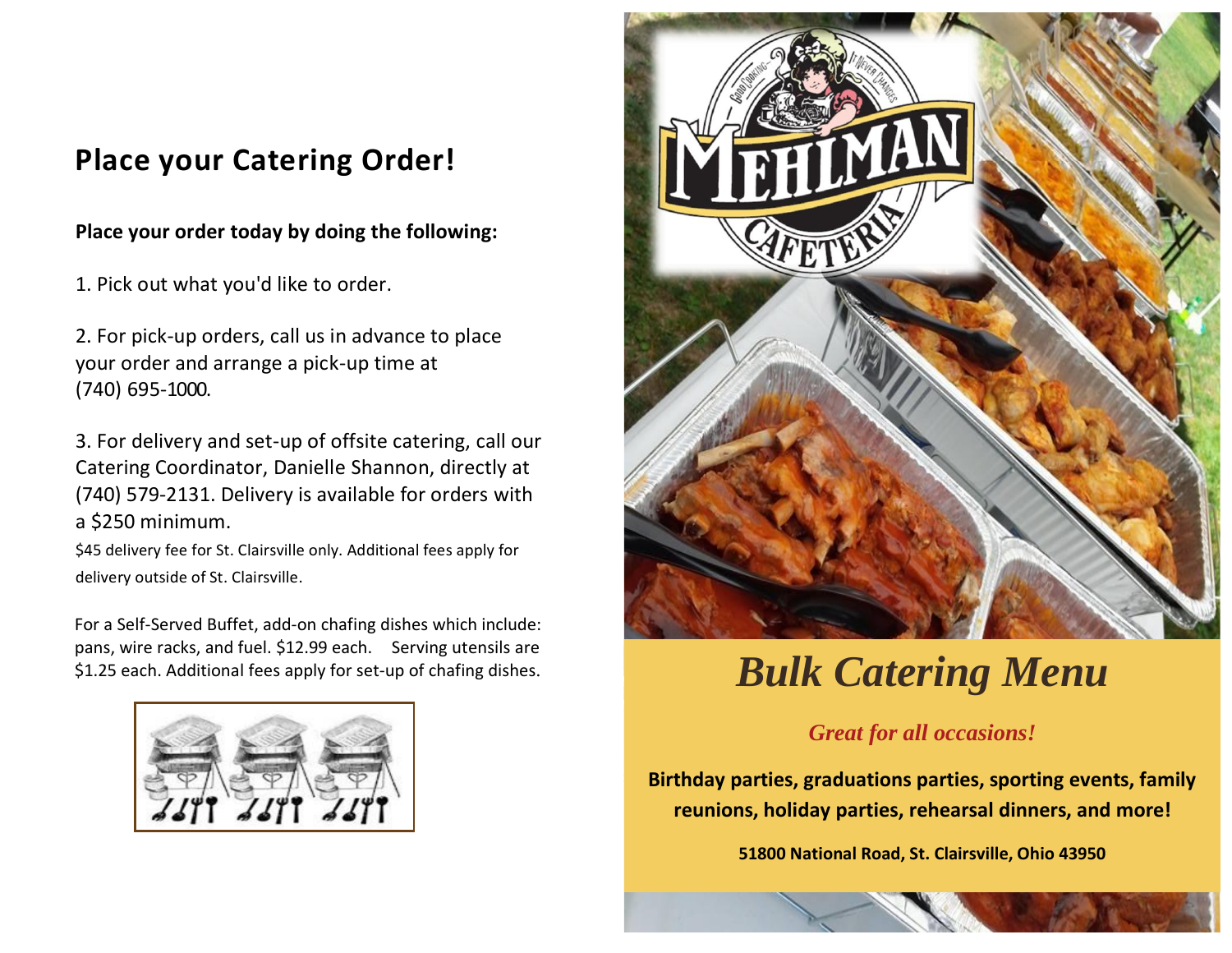## Place your Catering Order!

**Place your order today by doing the following:**

1. Pick out what you'd like to order.

2. For pick-up orders, call us in advance to place your order and arrange a pick-up time at (740) 695-1000.

3. For delivery and set-up of offsite catering, call our Catering Coordinator, Danielle Shannon, directly at (740) 579-2131. Delivery is available for orders with a $250 minimum.

$45 delivery fee for St. Clairsville only. Additional fees apply for delivery outside of St. Clairsville.

For a Self-Served Buffet, add-on chafing dishes which include: pans, wire racks, and fuel. $12.99 each. Serving utensils are $1.25 each. Additional fees apply for set-up of chafing dishes.

MEHLMAN CAFETERIA

GOOD COOKING – IT NEVER CHANGES

# *Bulk Catering Menu*

***Great for all occasions!***

**Birthday parties, graduations parties, sporting events, family reunions, holiday parties, rehearsal dinners, and more!**

**51800 National Road, St. Clairsville, Ohio 43950**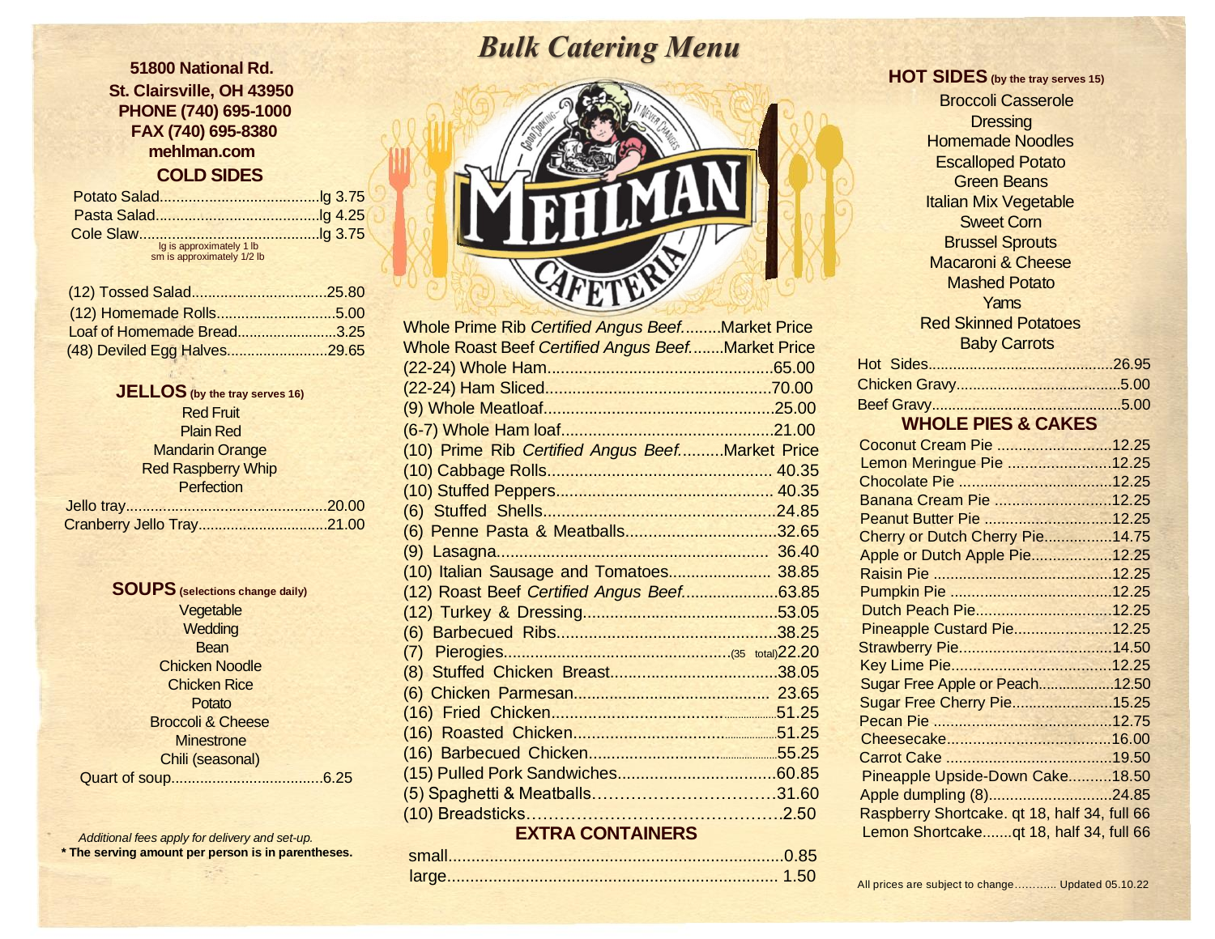# Bulk Catering Menu

**51800 National Rd.**
**St. Clairsville, OH 43950**
**PHONE (740) 695-1000**
**FAX (740) 695-8380**
**mehlman.com**

## COLD SIDES

Potato Salad.......................................lg 3.75
Pasta Salad........................................lg 4.25
Cole Slaw............................................lg 3.75

lg is approximately 1 lb
sm is approximately 1/2 lb

(12) Tossed Salad.................................25.80
(12) Homemade Rolls.............................5.00
Loaf of Homemade Bread.........................3.25
(48) Deviled Egg Halves.........................29.65

## JELLOS (by the tray serves 16)

Red Fruit
Plain Red
Mandarin Orange
Red Raspberry Whip
Perfection

Jello tray.................................................20.00
Cranberry Jello Tray................................21.00

## SOUPS (selections change daily)

Vegetable
Wedding
Bean
Chicken Noodle
Chicken Rice
Potato
Broccoli & Cheese
Minestrone
Chili (seasonal)

Quart of soup....................................6.25

*Additional fees apply for delivery and set-up.*
**\* The serving amount per person is in parentheses.**

Whole Prime Rib *Certified Angus Beef*.........Market Price
Whole Roast Beef *Certified Angus Beef*........Market Price
(22-24) Whole Ham..................................................65.00
(22-24) Ham Sliced..................................................70.00
(9) Whole Meatloaf...................................................25.00
(6-7) Whole Ham loaf...............................................21.00
(10) Prime Rib *Certified Angus Beef*..........Market Price
(10) Cabbage Rolls................................................ 40.35
(10) Stuffed Peppers................................................ 40.35
(6) Stuffed Shells..................................................24.85
(6) Penne Pasta & Meatballs.................................32.65
(9) Lasagna........................................................... 36.40
(10) Italian Sausage and Tomatoes....................... 38.85
(12) Roast Beef *Certified Angus Beef*.....................63.85
(12) Turkey & Dressing...........................................53.05
(6) Barbecued Ribs................................................38.25
(7) Pierogies...................................................(35 total)22.20
(8) Stuffed Chicken Breast.....................................38.05
(6) Chicken Parmesan........................................... 23.65
(16) Fried Chicken...................................................51.25
(16) Roasted Chicken...............................................51.25
(16) Barbecued Chicken...........................................55.25
(15) Pulled Pork Sandwiches...................................60.85
(5) Spaghetti & Meatballs.......................................31.60
(10) Breadsticks.........................................................2.50

## EXTRA CONTAINERS

small........................................................................0.85
large........................................................................ 1.50

## HOT SIDES (by the tray serves 15)

Broccoli Casserole
Dressing
Homemade Noodles
Escalloped Potato
Green Beans
Italian Mix Vegetable
Sweet Corn
Brussel Sprouts
Macaroni & Cheese
Mashed Potato
Yams
Red Skinned Potatoes
Baby Carrots

Hot Sides............................................26.95
Chicken Gravy........................................5.00
Beef Gravy.............................................5.00

## WHOLE PIES & CAKES

Coconut Cream Pie ...........................12.25
Lemon Meringue Pie ........................12.25
Chocolate Pie ....................................12.25
Banana Cream Pie ...........................12.25
Peanut Butter Pie ..............................12.25
Cherry or Dutch Cherry Pie................14.75
Apple or Dutch Apple Pie...................12.25
Raisin Pie ..........................................12.25
Pumpkin Pie ......................................12.25
Dutch Peach Pie................................12.25
Pineapple Custard Pie.......................12.25
Strawberry Pie...................................14.50
Key Lime Pie.....................................12.25
Sugar Free Apple or Peach..................12.50
Sugar Free Cherry Pie........................15.25
Pecan Pie ..........................................12.75
Cheesecake......................................16.00
Carrot Cake .......................................19.50
Pineapple Upside-Down Cake..........18.50
Apple dumpling (8)............................24.85
Raspberry Shortcake. qt 18, half 34, full 66
Lemon Shortcake.......qt 18, half 34, full 66

All prices are subject to change............ Updated 05.10.22